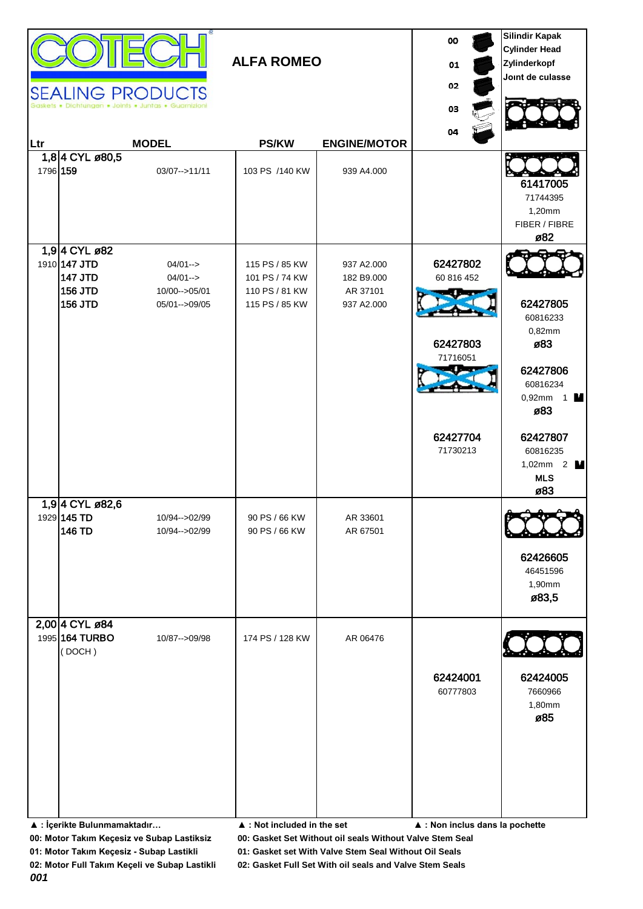# COTECH SEALING PRODUCTS

Gaskets • Dichtungen • Joints • Juntas • Guarnizioni

## ALFA ROMEO

00 / 01 / 02 / 03 / 04

Silindir Kapak
Cylinder Head
Zylinderkopf
Joint de culasse

| Ltr | MODEL | | PS/KW | ENGINE/MOTOR | 00 / 01 / 02 / 03 / 04 | Silindir Kapak / Cylinder Head |
|---|---|---|---|---|---|---|
| 1,8 | 4 CYL ø80,5 | | | | | |
| 1796 | 159 | 03/07-->11/11 | 103 PS /140 KW | 939 A4.000 | | 61417005<br>71744395<br>1,20mm<br>FIBER / FIBRE<br>ø82 |
| 1,9 | 4 CYL ø82 | | | | | |
| 1910 | 147 JTD | 04/01--> | 115 PS / 85 KW | 937 A2.000 | 62427802<br>60 816 452 | |
| | 147 JTD | 04/01--> | 101 PS / 74 KW | 182 B9.000 | | |
| | 156 JTD | 10/00-->05/01 | 110 PS / 81 KW | AR 37101 | | |
| | 156 JTD | 05/01-->09/05 | 115 PS / 85 KW | 937 A2.000 | | 62427805<br>60816233<br>0,82mm<br>ø83 |
| | | | | | 62427803<br>71716051 | 62427806<br>60816234<br>0,92mm 1 M<br>ø83 |
| | | | | | 62427704<br>71730213 | 62427807<br>60816235<br>1,02mm 2 M<br>MLS<br>ø83 |
| 1,9 | 4 CYL ø82,6 | | | | | |
| 1929 | 145 TD | 10/94-->02/99 | 90 PS / 66 KW | AR 33601 | | |
| | 146 TD | 10/94-->02/99 | 90 PS / 66 KW | AR 67501 | | 62426605<br>46451596<br>1,90mm<br>ø83,5 |
| 2,00 | 4 CYL ø84 | | | | | |
| 1995 | 164 TURBO<br>( DOCH ) | 10/87-->09/98 | 174 PS / 128 KW | AR 06476 | 62424001<br>60777803 | 62424005<br>7660966<br>1,80mm<br>ø85 |

▲ : İçerikte Bulunmamaktadır… ▲ : Not included in the set ▲ : Non inclus dans la pochette

00: Motor Takım Keçesiz ve Subap Lastiksiz
01: Motor Takım Keçesiz - Subap Lastikli
02: Motor Full Takım Keçeli ve Subap Lastikli

00: Gasket Set Without oil seals Without Valve Stem Seal
01: Gasket set With Valve Stem Seal Without Oil Seals
02: Gasket Full Set With oil seals and Valve Stem Seals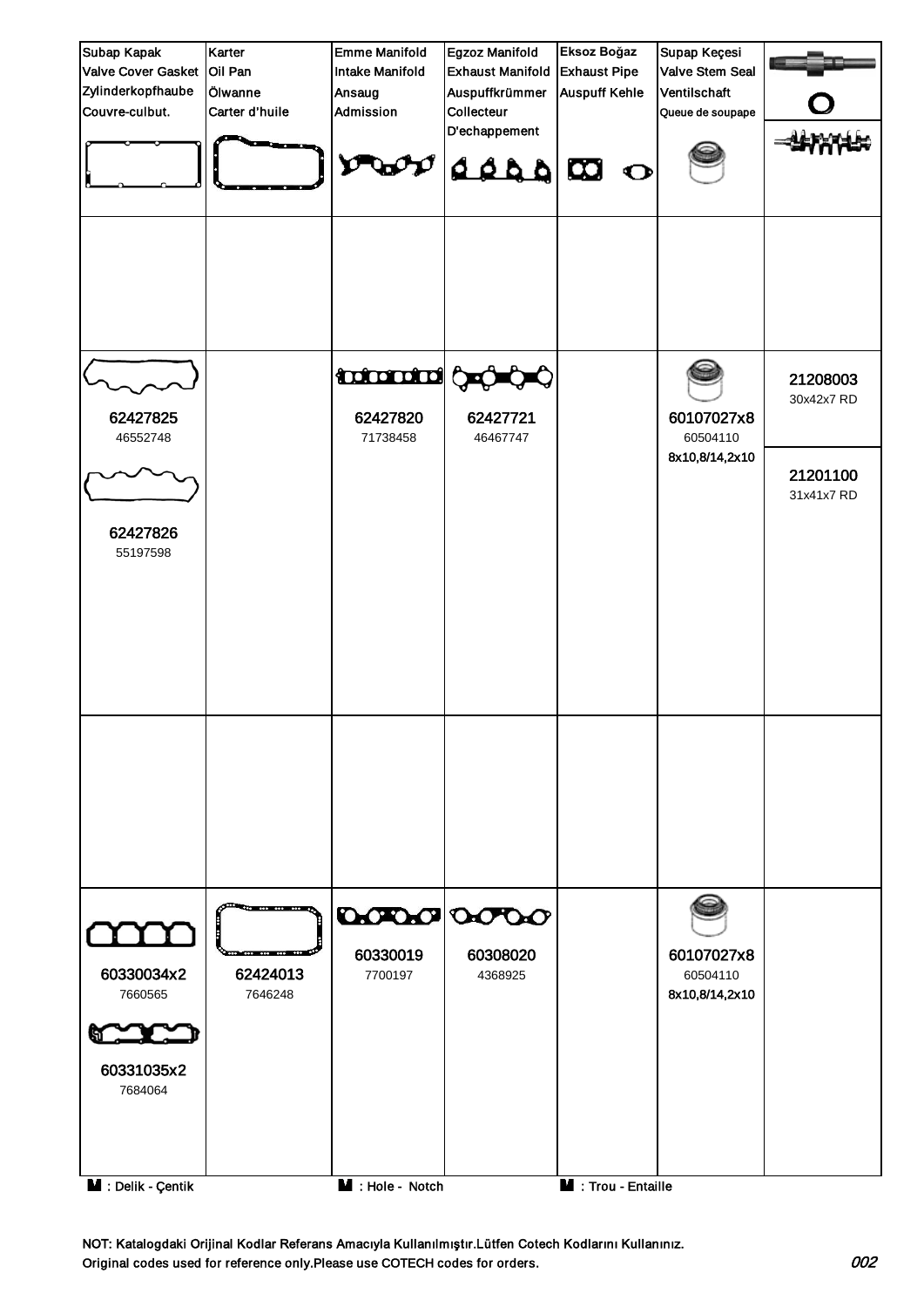| Subap Kapak<br>Valve Cover Gasket<br>Zylinderkopfhaube<br>Couvre-culbut. | Karter<br>Oil Pan<br>Ölwanne<br>Carter d'huile | Emme Manifold<br>Intake Manifold<br>Ansaug<br>Admission | Egzoz Manifold<br>Exhaust Manifold<br>Auspuffkrümmer<br>Collecteur<br>D'echappement | Eksoz Boğaz<br>Exhaust Pipe<br>Auspuff Kehle | Supap Keçesi<br>Valve Stem Seal<br>Ventilschaft<br>Queue de soupape | |
|---|---|---|---|---|---|---|
| | | | | | | |
| 62427825<br>46552748<br><br>62427826<br>55197598 | | 62427820<br>71738458 | 62427721<br>46467747 | | 60107027x8<br>60504110<br>8x10,8/14,2x10 | 21208003<br>30x42x7 RD<br><br>21201100<br>31x41x7 RD |
| | | | | | | |
| 60330034x2<br>7660565<br><br>60331035x2<br>7684064 | 62424013<br>7646248 | 60330019<br>7700197 | 60308020<br>4368925 | | 60107027x8<br>60504110<br>8x10,8/14,2x10 | |

M : Delik - Çentik   M : Hole - Notch   M : Trou - Entaille

NOT: Katalogdaki Orijinal Kodlar Referans Amacıyla Kullanılmıştır.Lütfen Cotech Kodlarını Kullanınız.
Original codes used for reference only.Please use COTECH codes for orders.